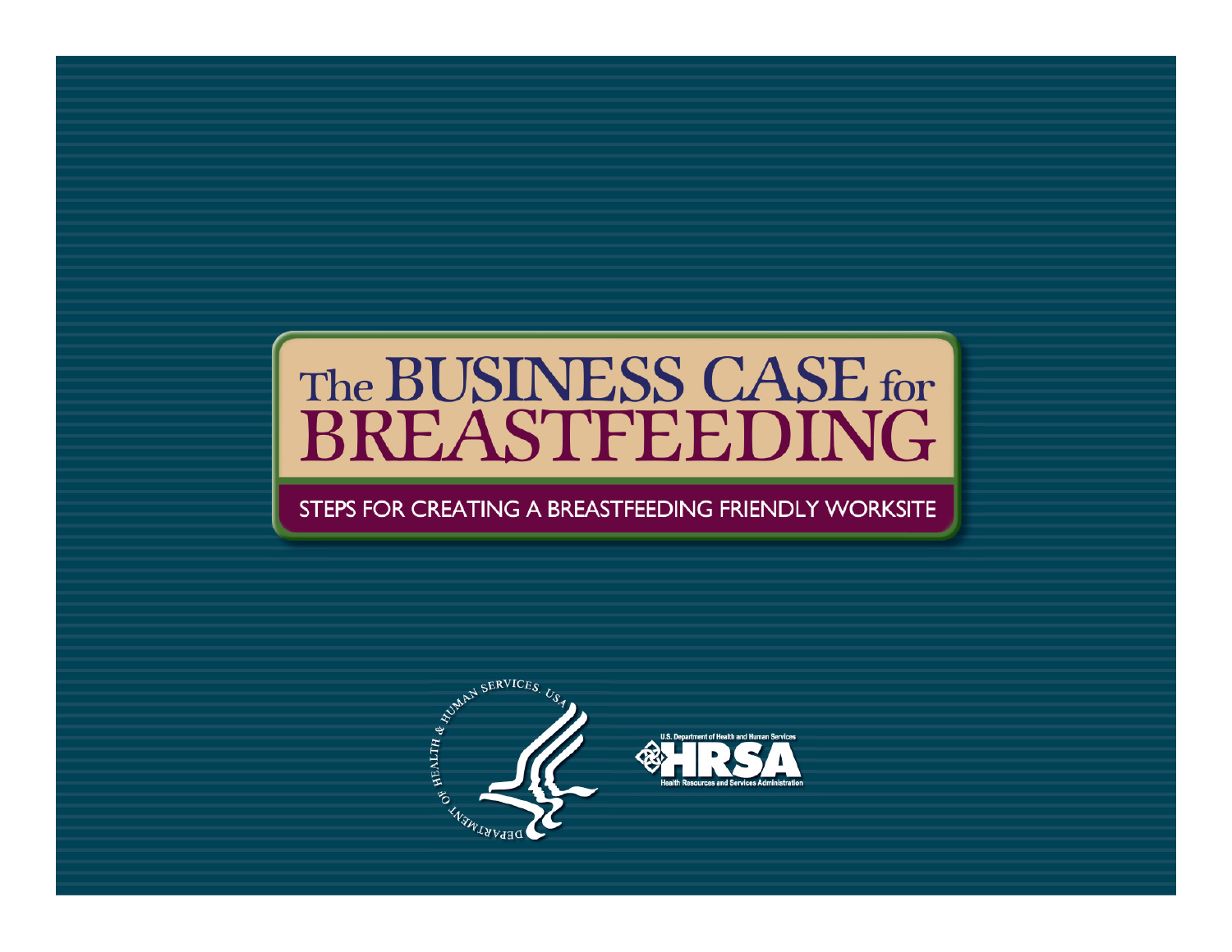# The BUSINESS CASE for BREASTFEEDING

## STEPS FOR CREATING A BREASTFEEDING FRIENDLY WORKSITE

DEPARTMENT OF HEALTH & HUMAN SERVICES, USA

U.S. Department of Health and Human Services
HRSA
Health Resources and Services Administration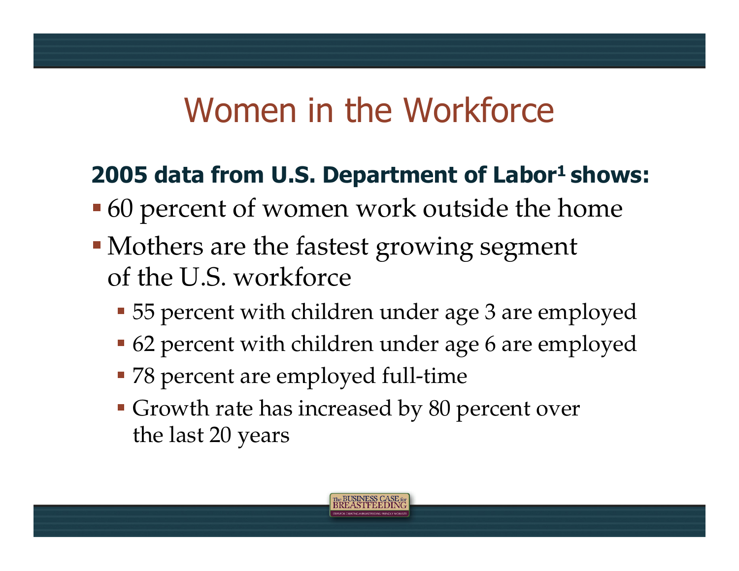# Women in the Workforce

**2005 data from U.S. Department of Labor[1] shows:**

- 60 percent of women work outside the home
- Mothers are the fastest growing segment of the U.S. workforce
  - 55 percent with children under age 3 are employed
  - 62 percent with children under age 6 are employed
  - 78 percent are employed full-time
  - Growth rate has increased by 80 percent over the last 20 years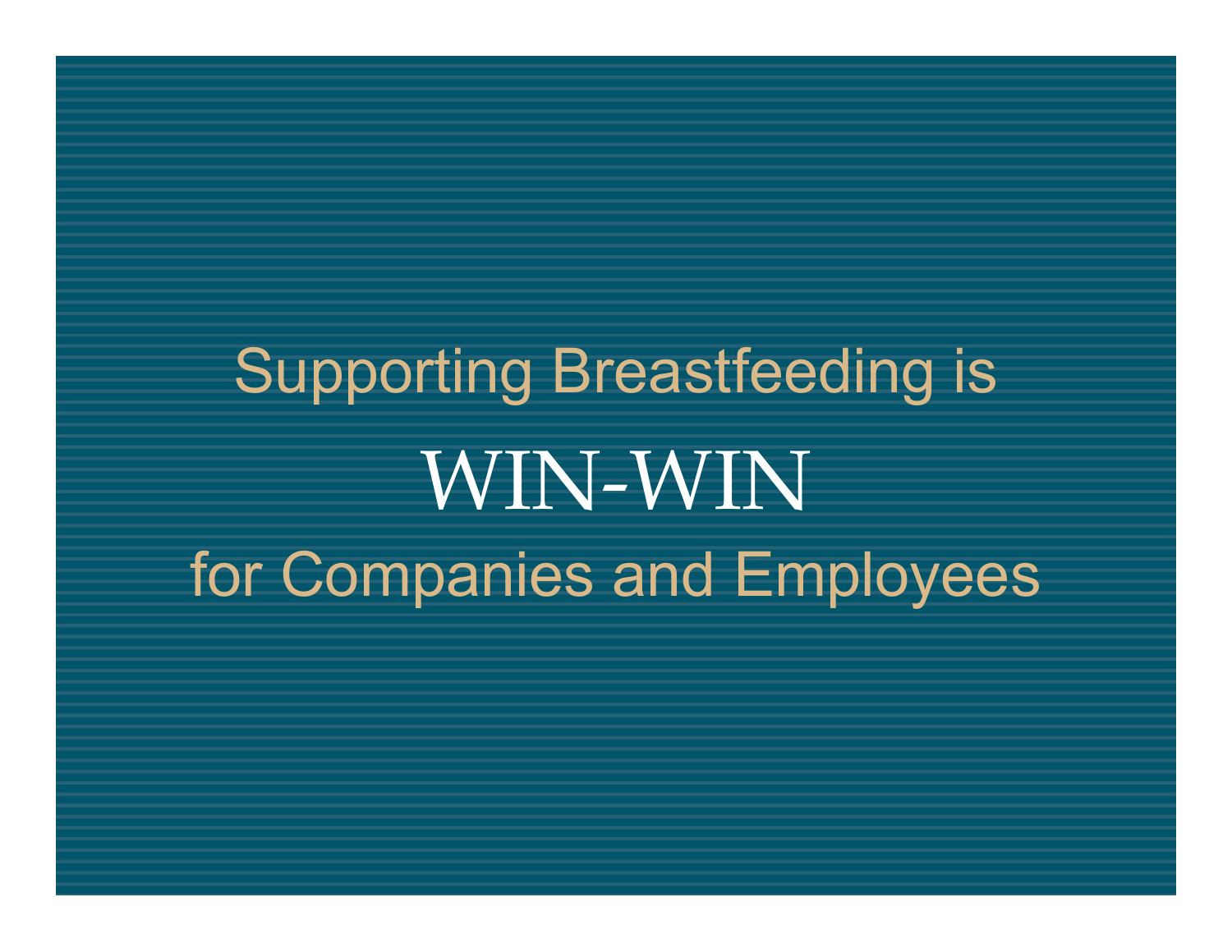# Supporting Breastfeeding is

# WIN-WIN

# for Companies and Employees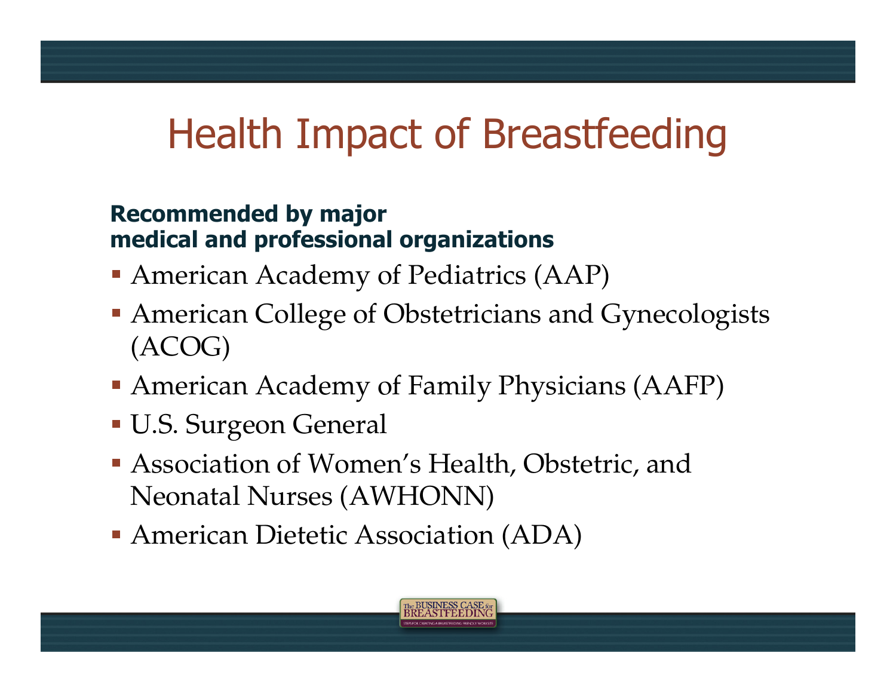# Health Impact of Breastfeeding

**Recommended by major medical and professional organizations**

- American Academy of Pediatrics (AAP)
- American College of Obstetricians and Gynecologists (ACOG)
- American Academy of Family Physicians (AAFP)
- U.S. Surgeon General
- Association of Women's Health, Obstetric, and Neonatal Nurses (AWHONN)
- American Dietetic Association (ADA)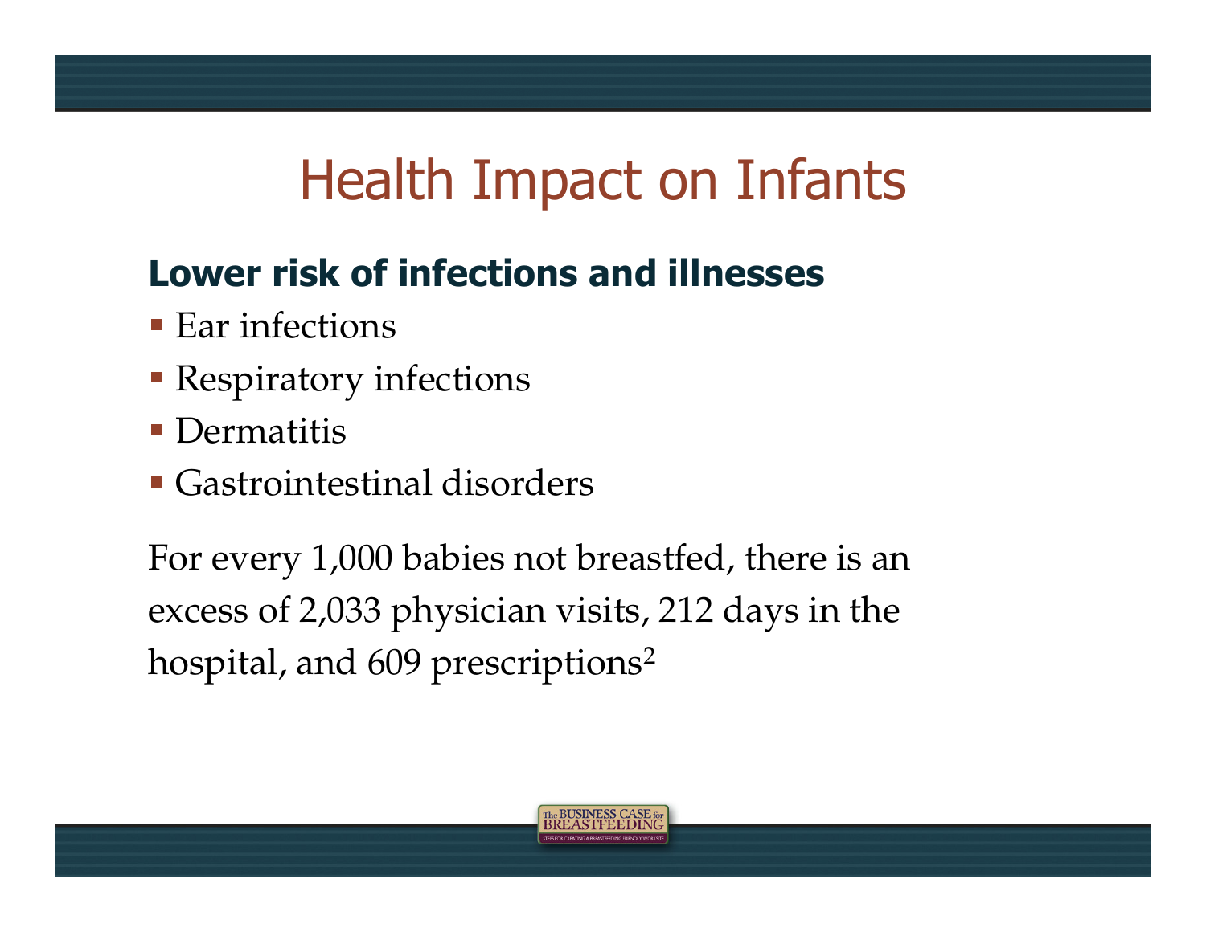# Health Impact on Infants

**Lower risk of infections and illnesses**

- Ear infections
- Respiratory infections
- Dermatitis
- Gastrointestinal disorders

For every 1,000 babies not breastfed, there is an excess of 2,033 physician visits, 212 days in the hospital, and 609 prescriptions[2]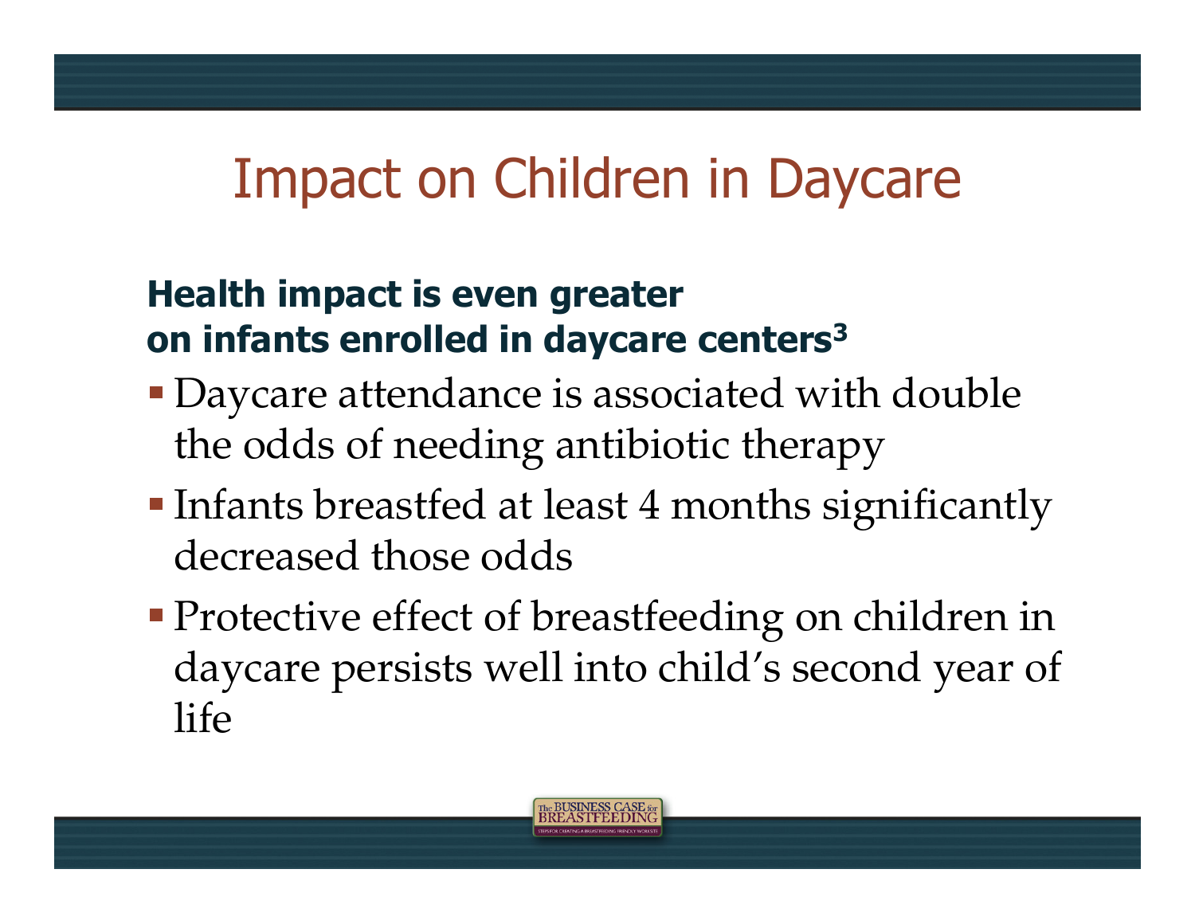# Impact on Children in Daycare

**Health impact is even greater on infants enrolled in daycare centers[3]**

- Daycare attendance is associated with double the odds of needing antibiotic therapy
- Infants breastfed at least 4 months significantly decreased those odds
- Protective effect of breastfeeding on children in daycare persists well into child's second year of life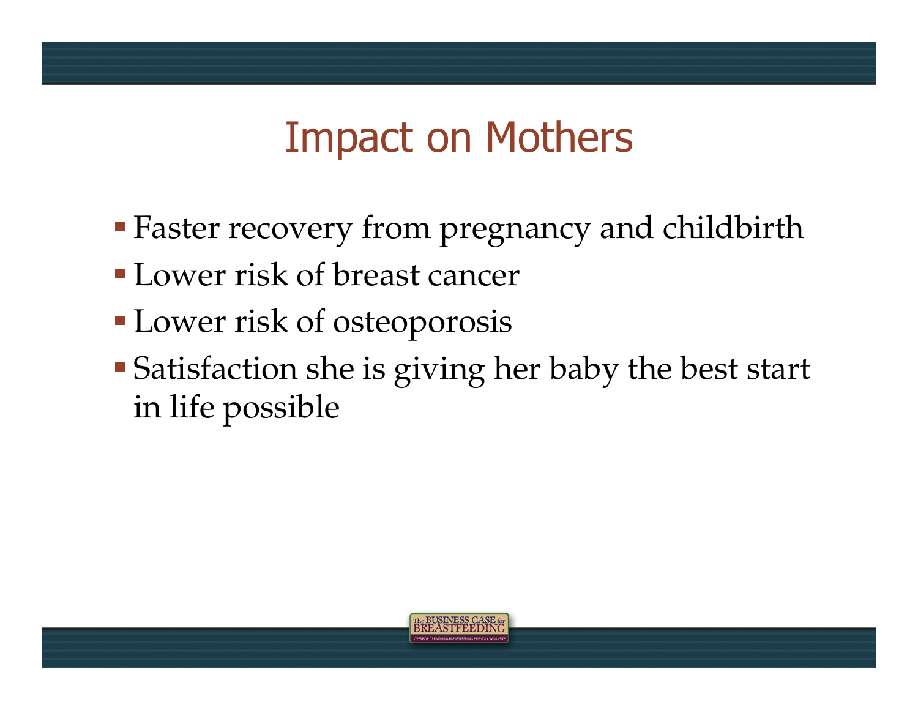# Impact on Mothers

- Faster recovery from pregnancy and childbirth
- Lower risk of breast cancer
- Lower risk of osteoporosis
- Satisfaction she is giving her baby the best start in life possible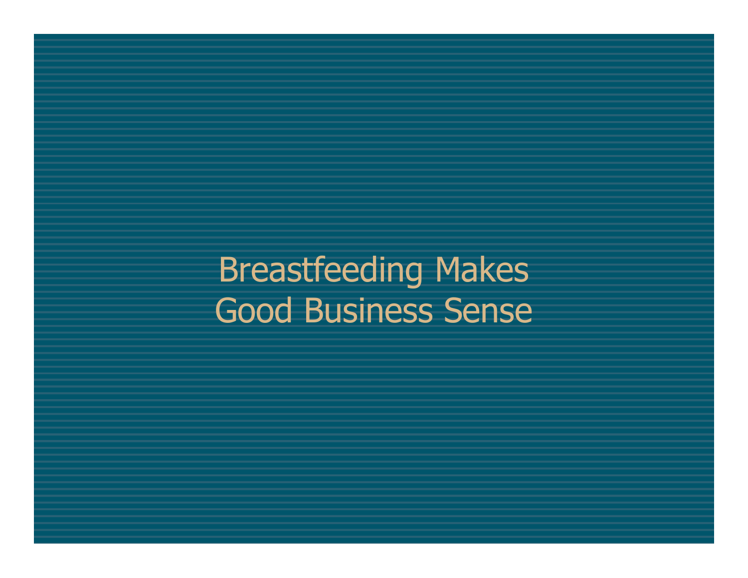# Breastfeeding Makes Good Business Sense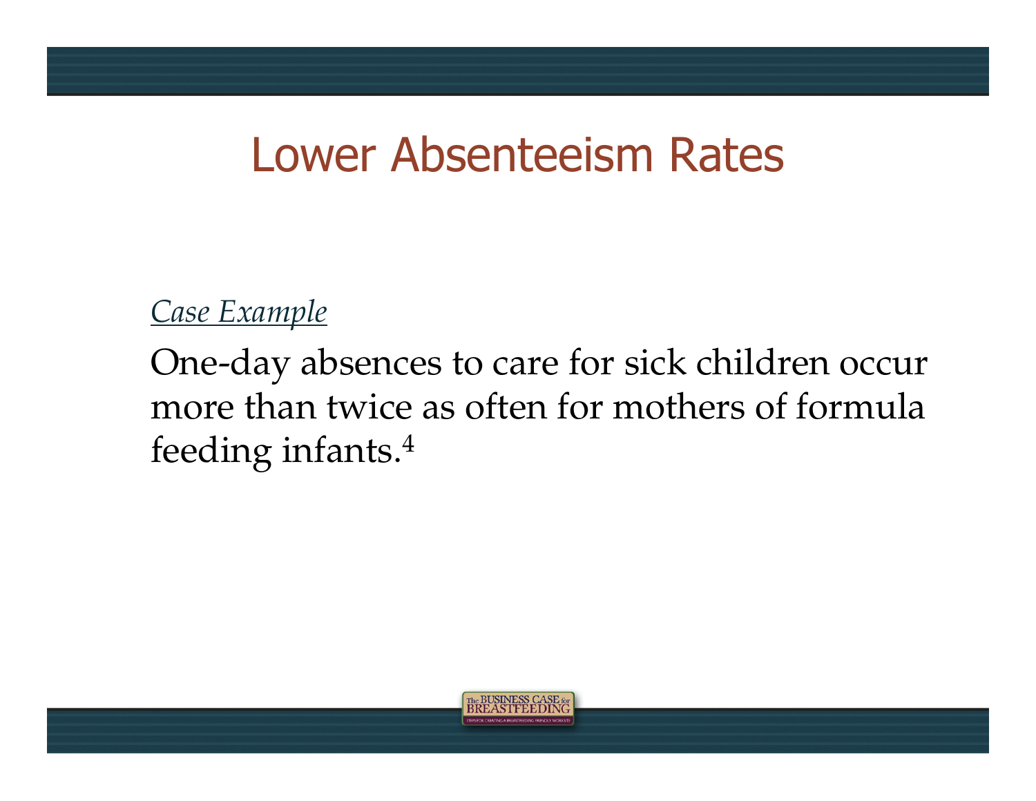# Lower Absenteeism Rates

*Case Example*

One-day absences to care for sick children occur more than twice as often for mothers of formula feeding infants.[4]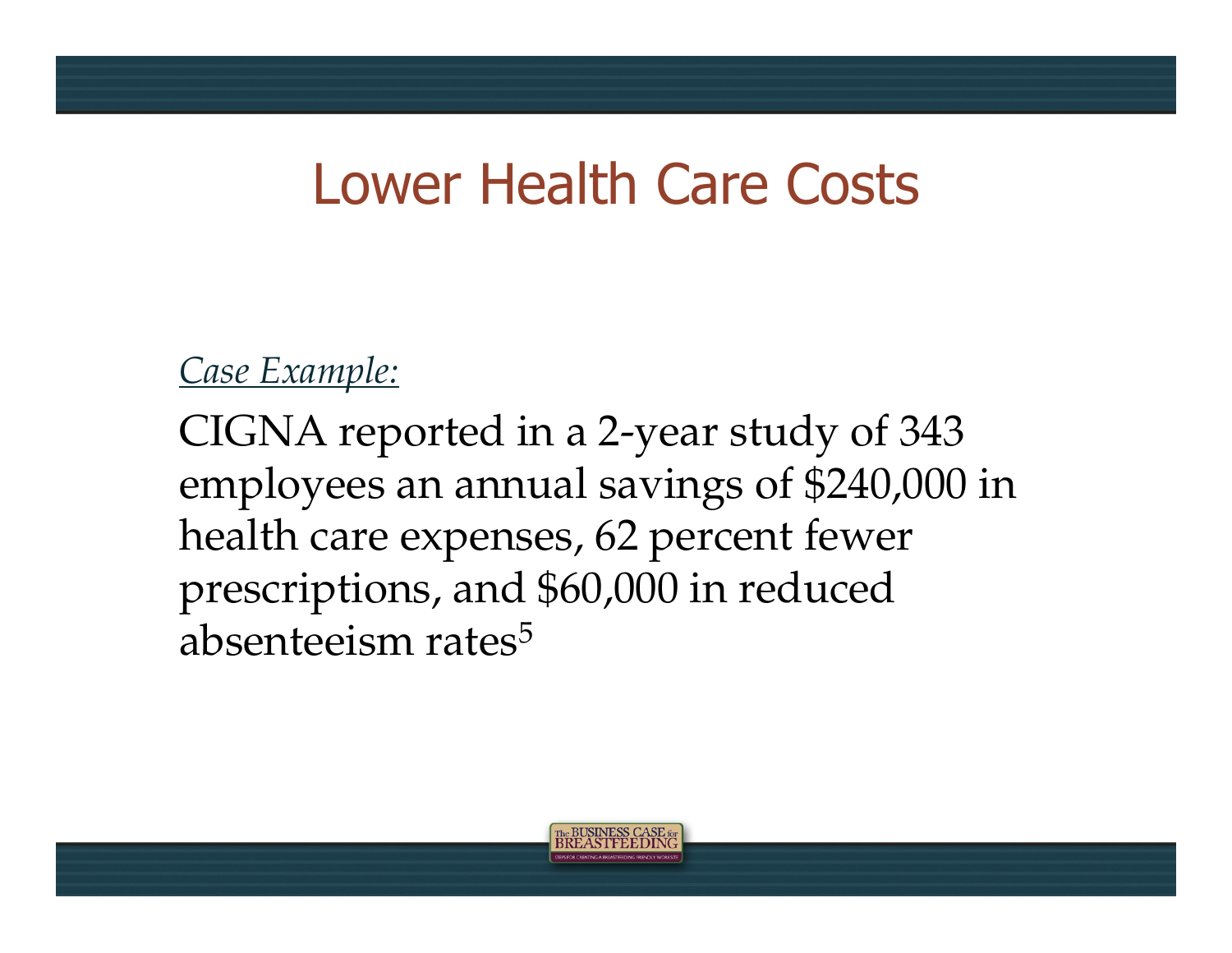# Lower Health Care Costs

*Case Example:*

CIGNA reported in a 2-year study of 343 employees an annual savings of $240,000 in health care expenses, 62 percent fewer prescriptions, and $60,000 in reduced absenteeism rates[5]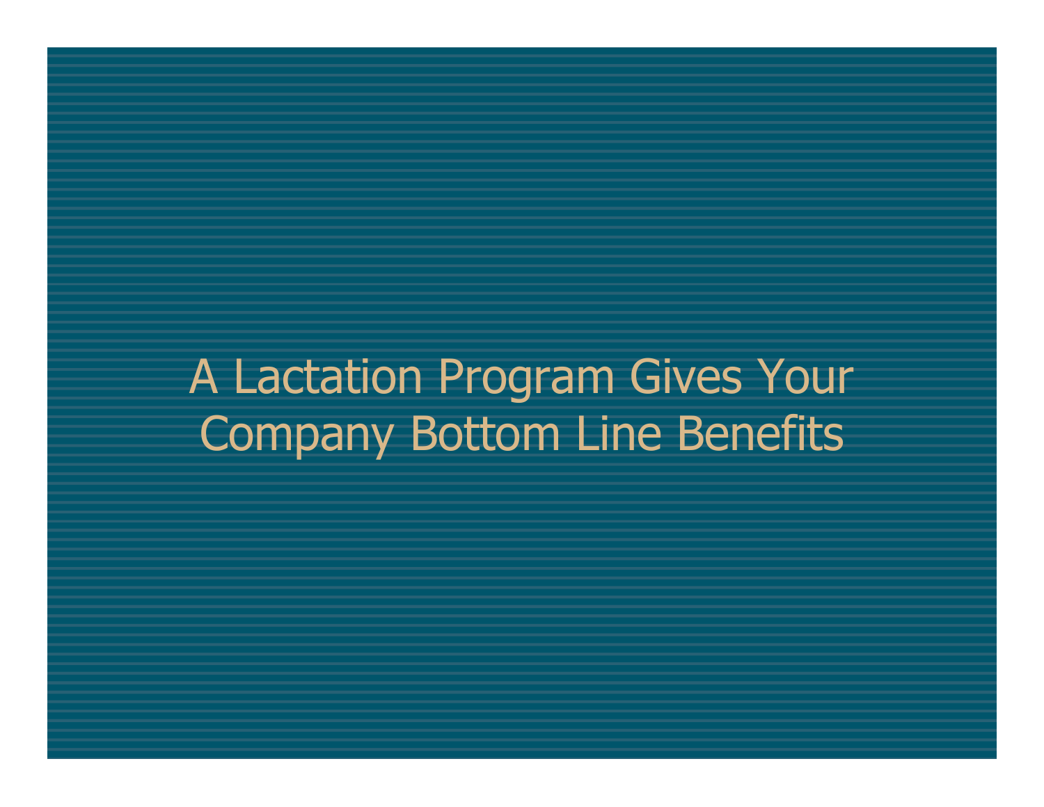# A Lactation Program Gives Your Company Bottom Line Benefits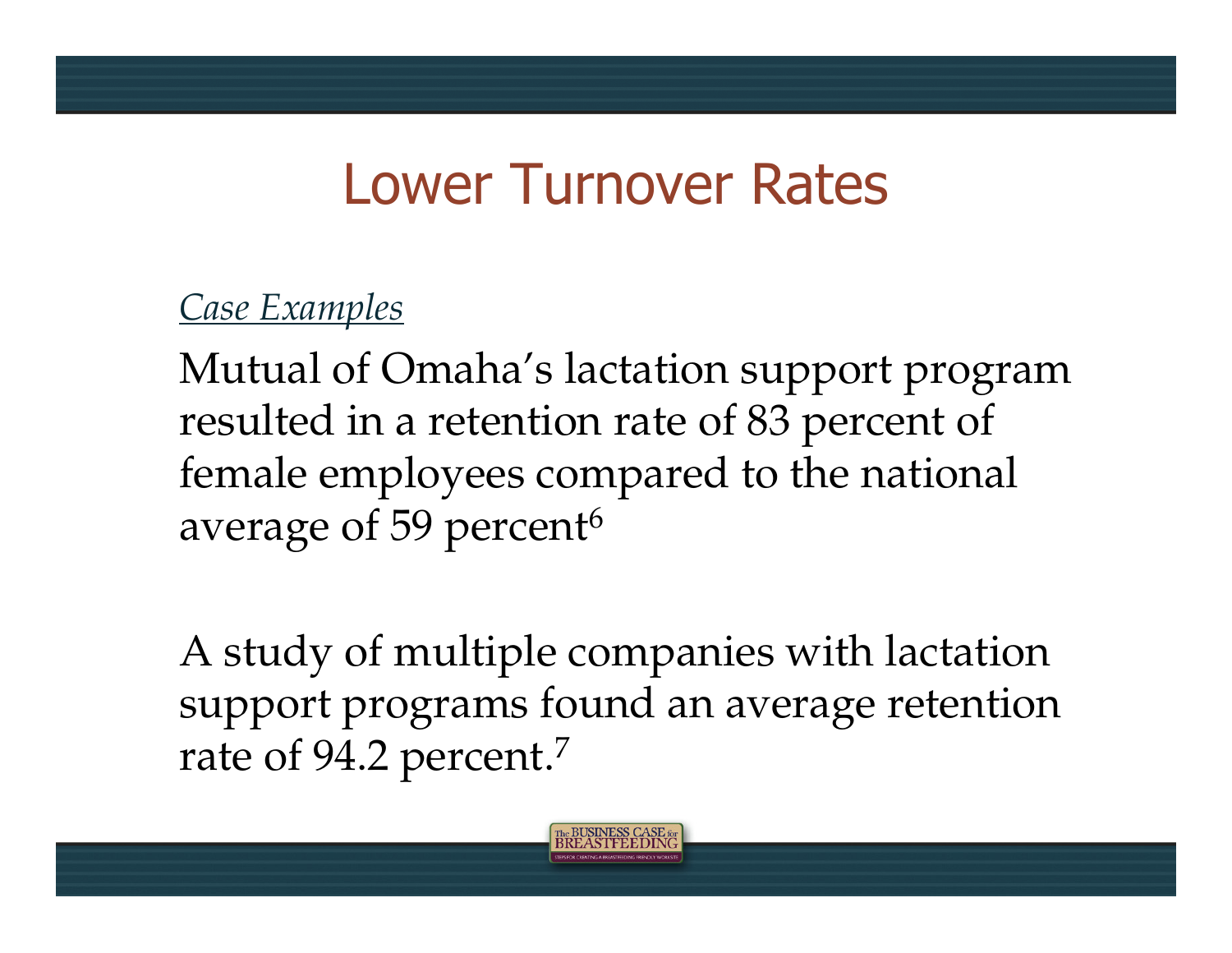# Lower Turnover Rates

*Case Examples*

Mutual of Omaha's lactation support program resulted in a retention rate of 83 percent of female employees compared to the national average of 59 percent[6]

A study of multiple companies with lactation support programs found an average retention rate of 94.2 percent.[7]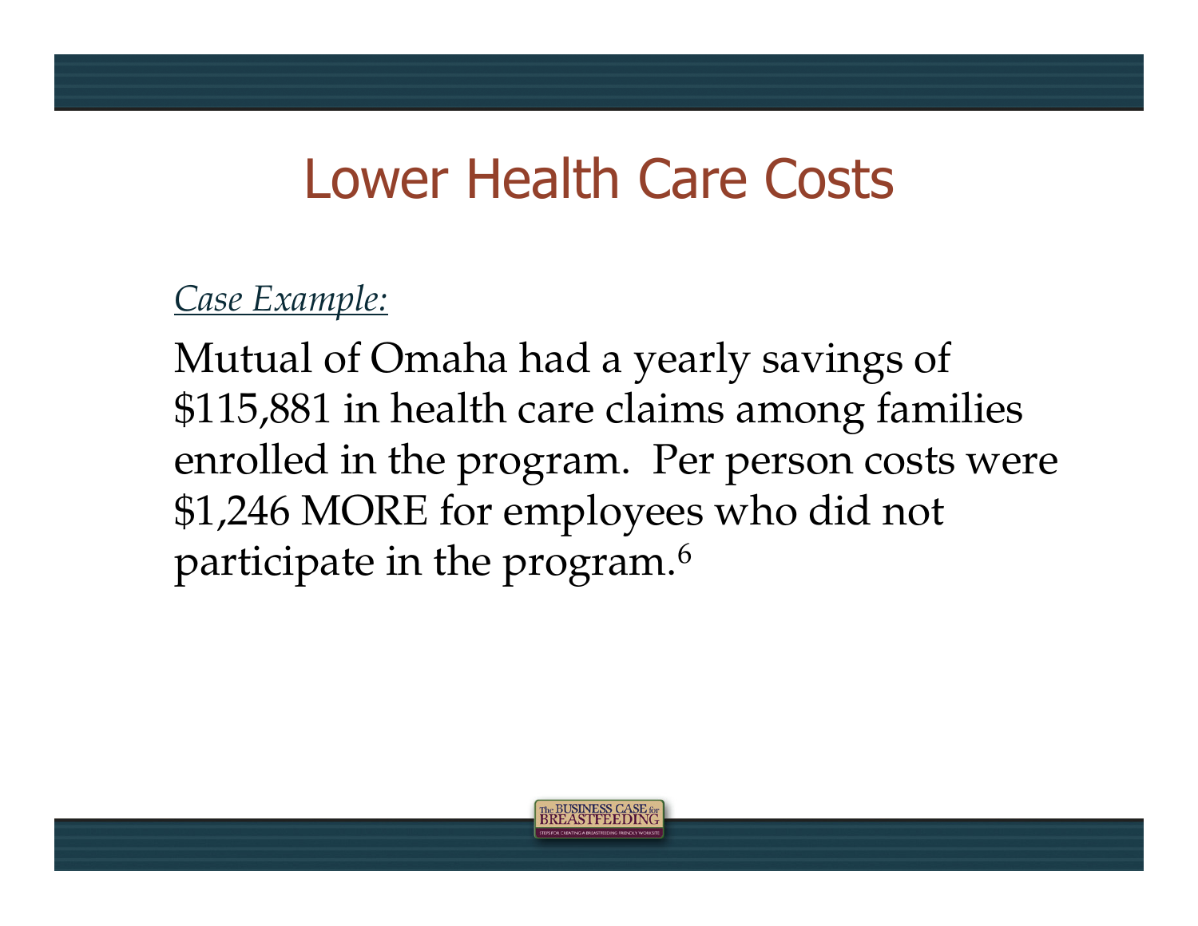# Lower Health Care Costs

*Case Example:*

Mutual of Omaha had a yearly savings of $115,881 in health care claims among families enrolled in the program. Per person costs were $1,246 MORE for employees who did not participate in the program.[6]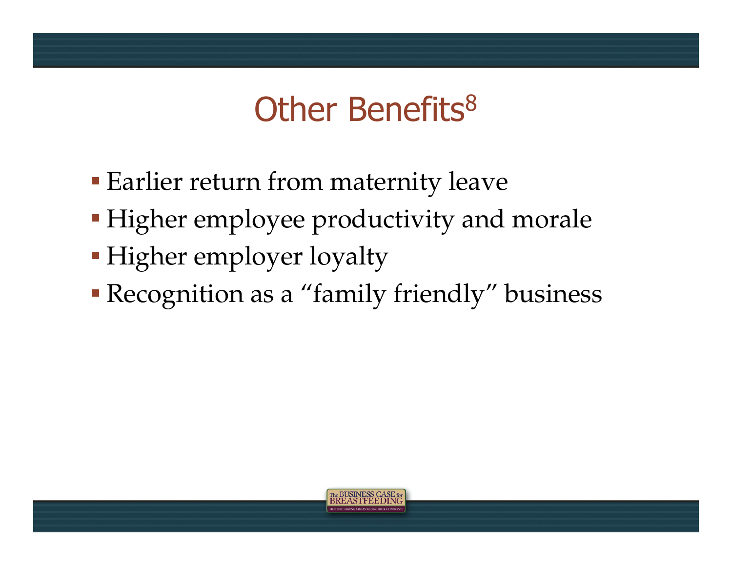# Other Benefits[8]

- Earlier return from maternity leave
- Higher employee productivity and morale
- Higher employer loyalty
- Recognition as a "family friendly" business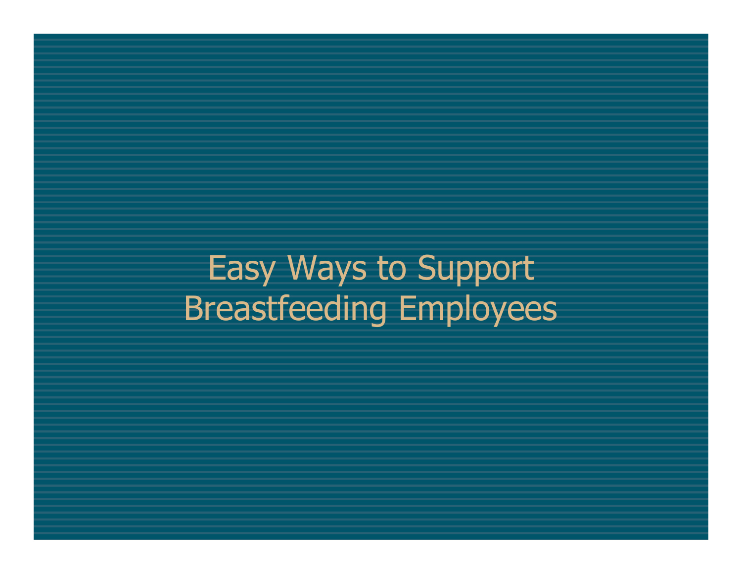# Easy Ways to Support Breastfeeding Employees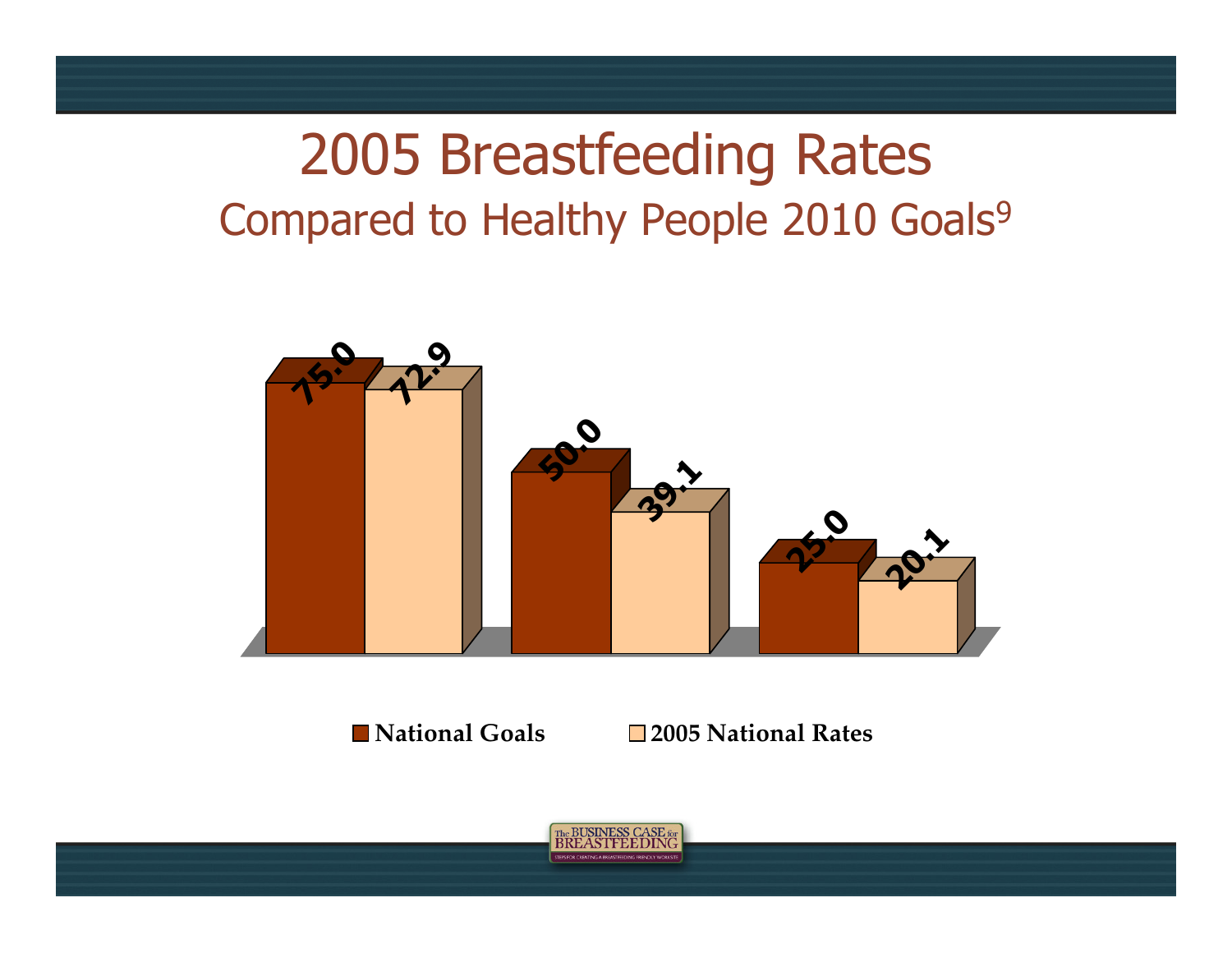# 2005 Breastfeeding Rates

## Compared to Healthy People 2010 Goals[9]

| | National Goals | 2005 National Rates |
|---|---|---|
| | 75.0 | 72.9 |
| | 50.0 | 39.1 |
| | 25.0 | 20.1 |

■ **National Goals** ■ **2005 National Rates**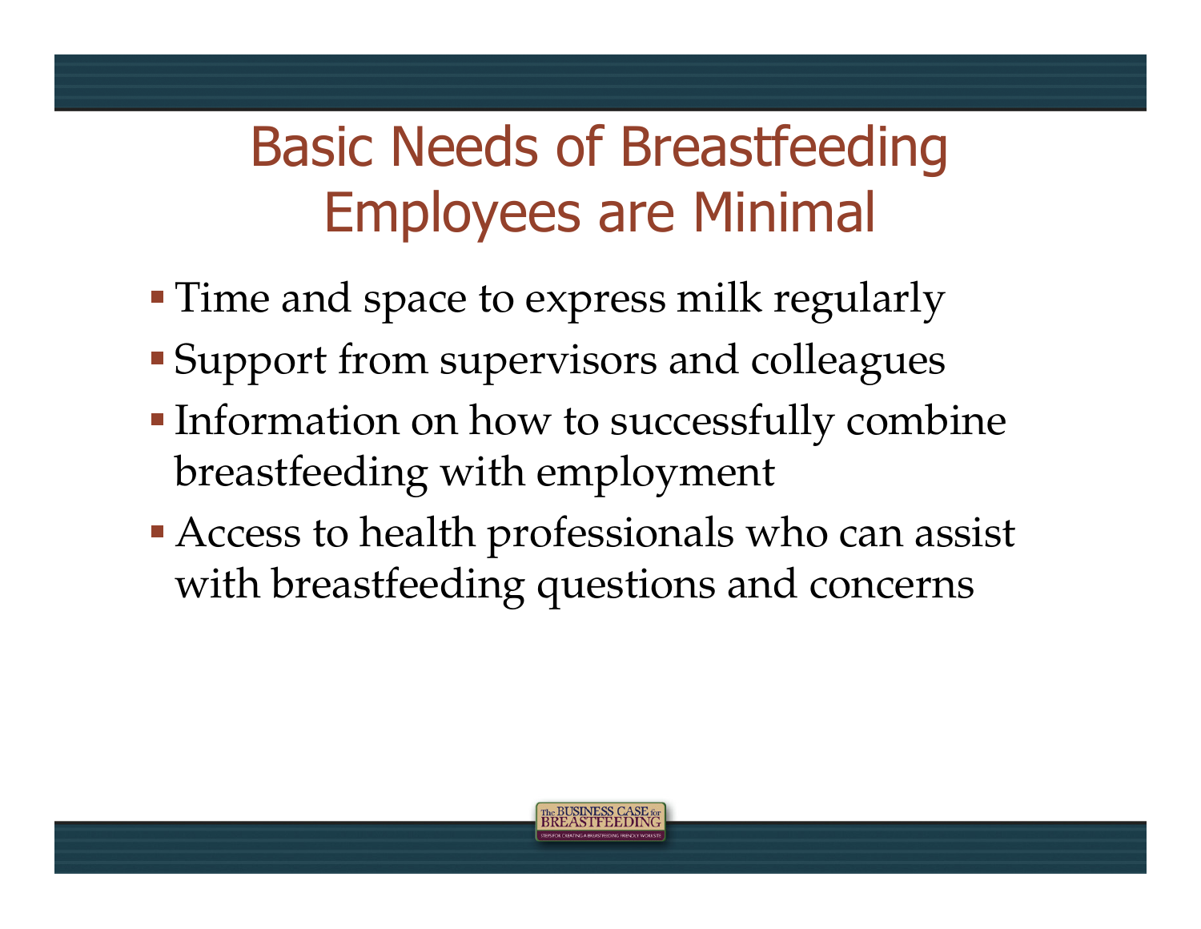# Basic Needs of Breastfeeding Employees are Minimal

- Time and space to express milk regularly
- Support from supervisors and colleagues
- Information on how to successfully combine breastfeeding with employment
- Access to health professionals who can assist with breastfeeding questions and concerns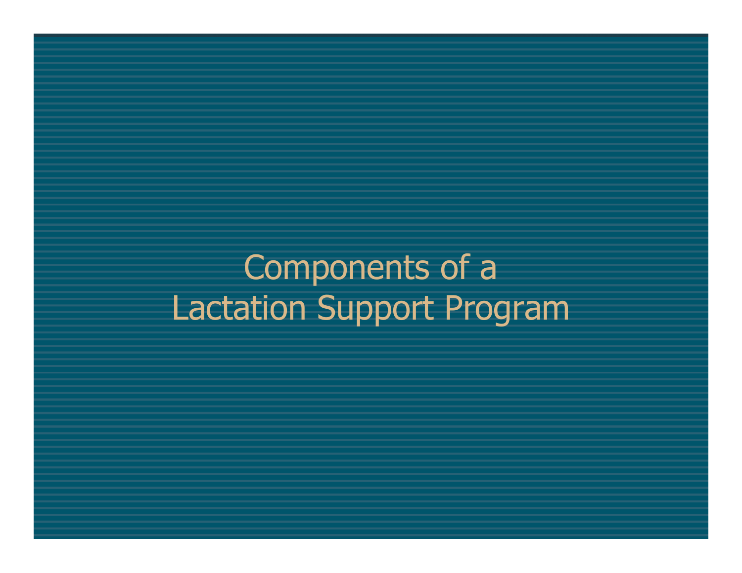# Components of a Lactation Support Program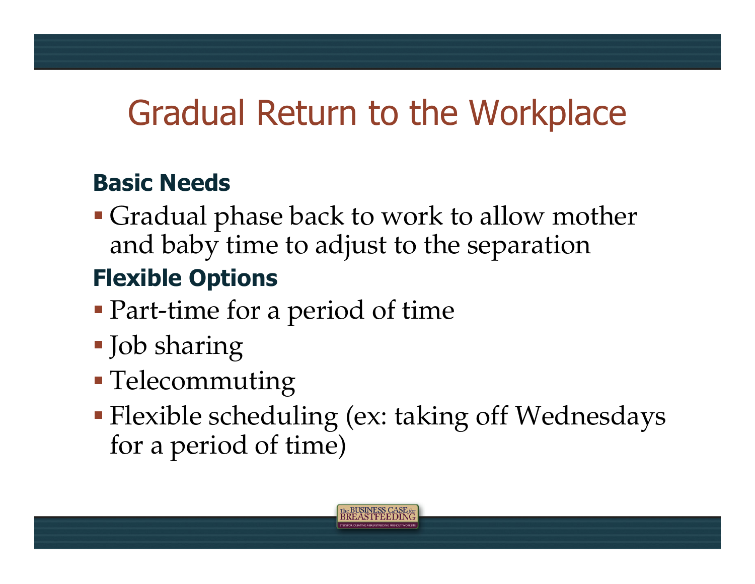# Gradual Return to the Workplace

**Basic Needs**

- Gradual phase back to work to allow mother and baby time to adjust to the separation

**Flexible Options**

- Part-time for a period of time
- Job sharing
- Telecommuting
- Flexible scheduling (ex: taking off Wednesdays for a period of time)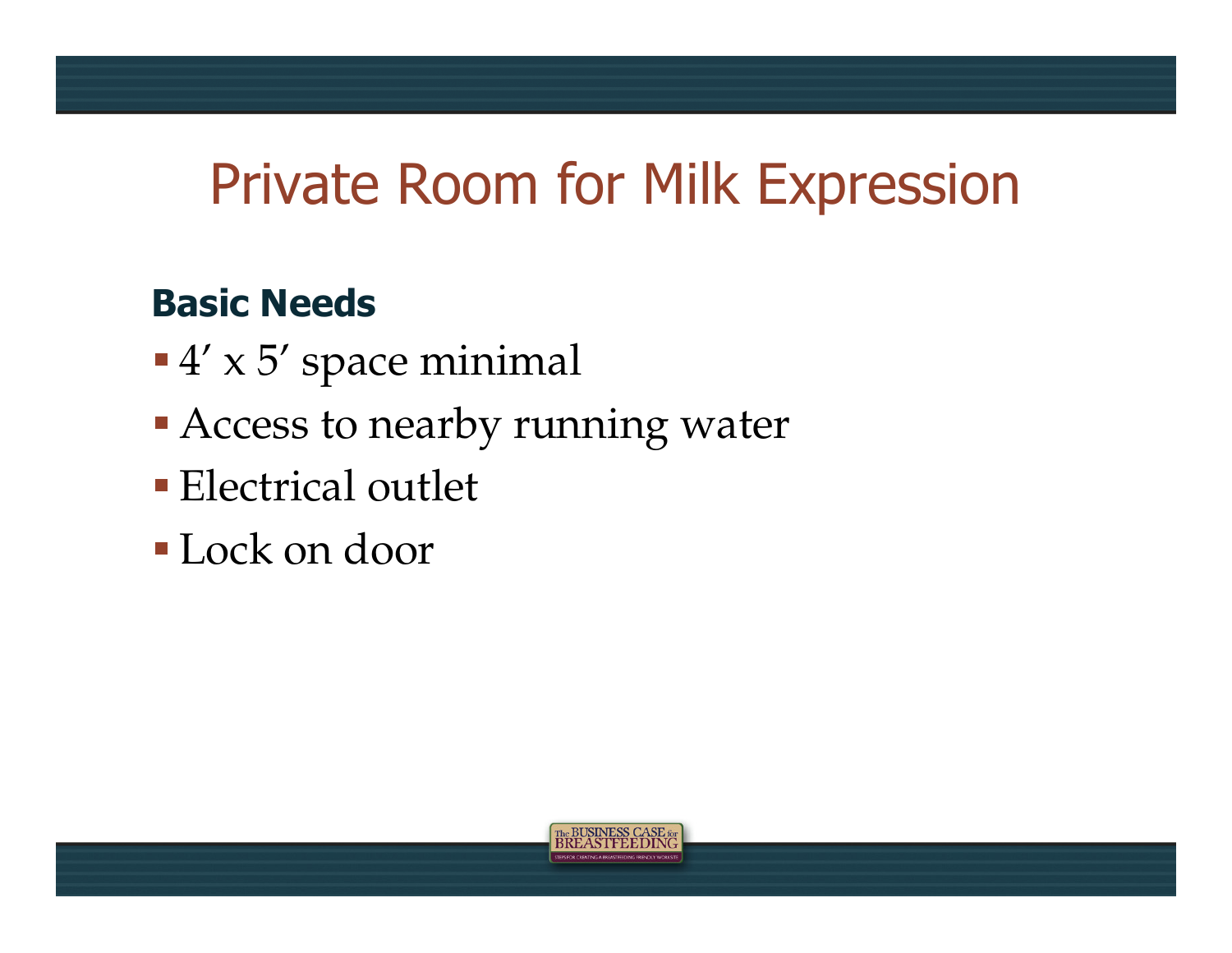# Private Room for Milk Expression

**Basic Needs**

- 4′ x 5′ space minimal
- Access to nearby running water
- Electrical outlet
- Lock on door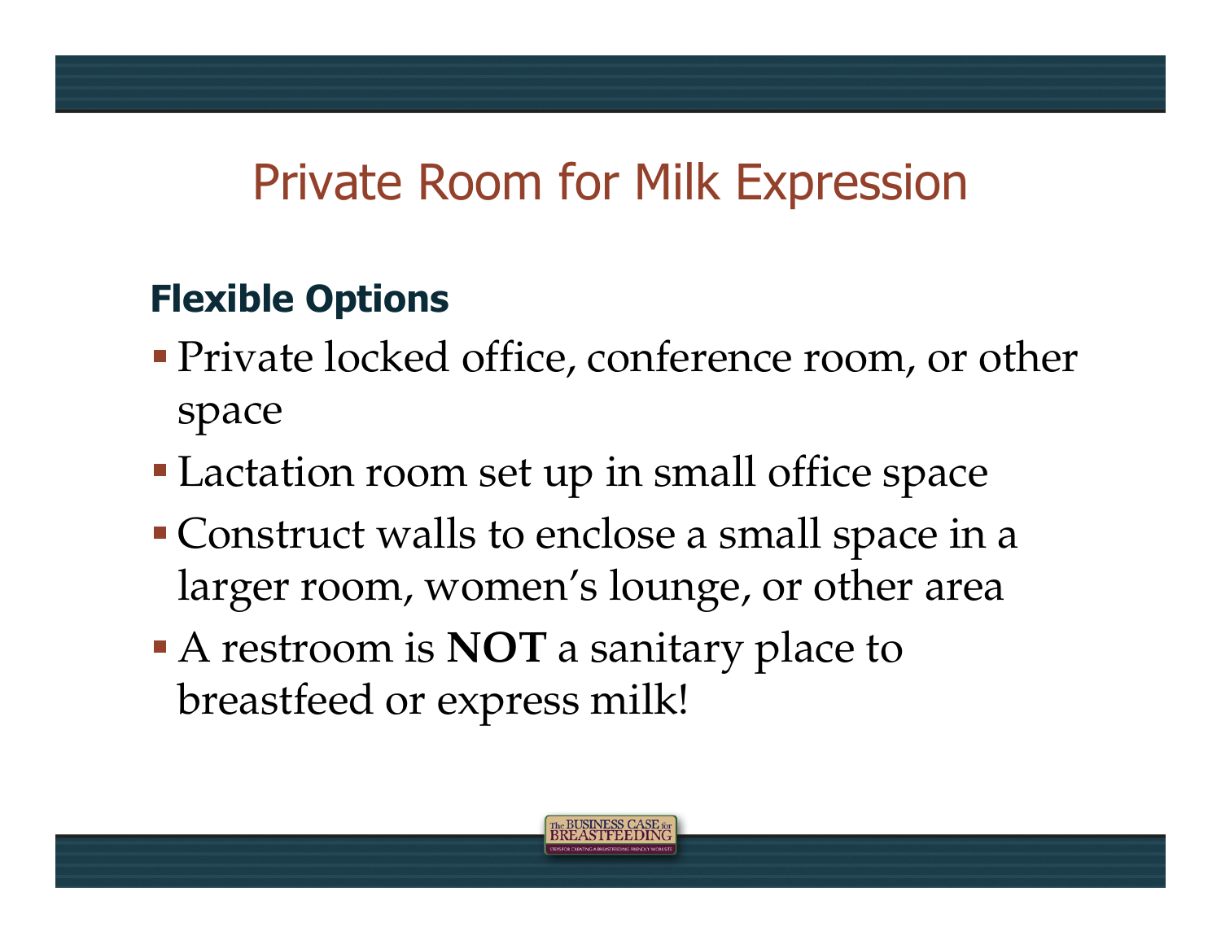# Private Room for Milk Expression

### Flexible Options

- Private locked office, conference room, or other space
- Lactation room set up in small office space
- Construct walls to enclose a small space in a larger room, women's lounge, or other area
- A restroom is **NOT** a sanitary place to breastfeed or express milk!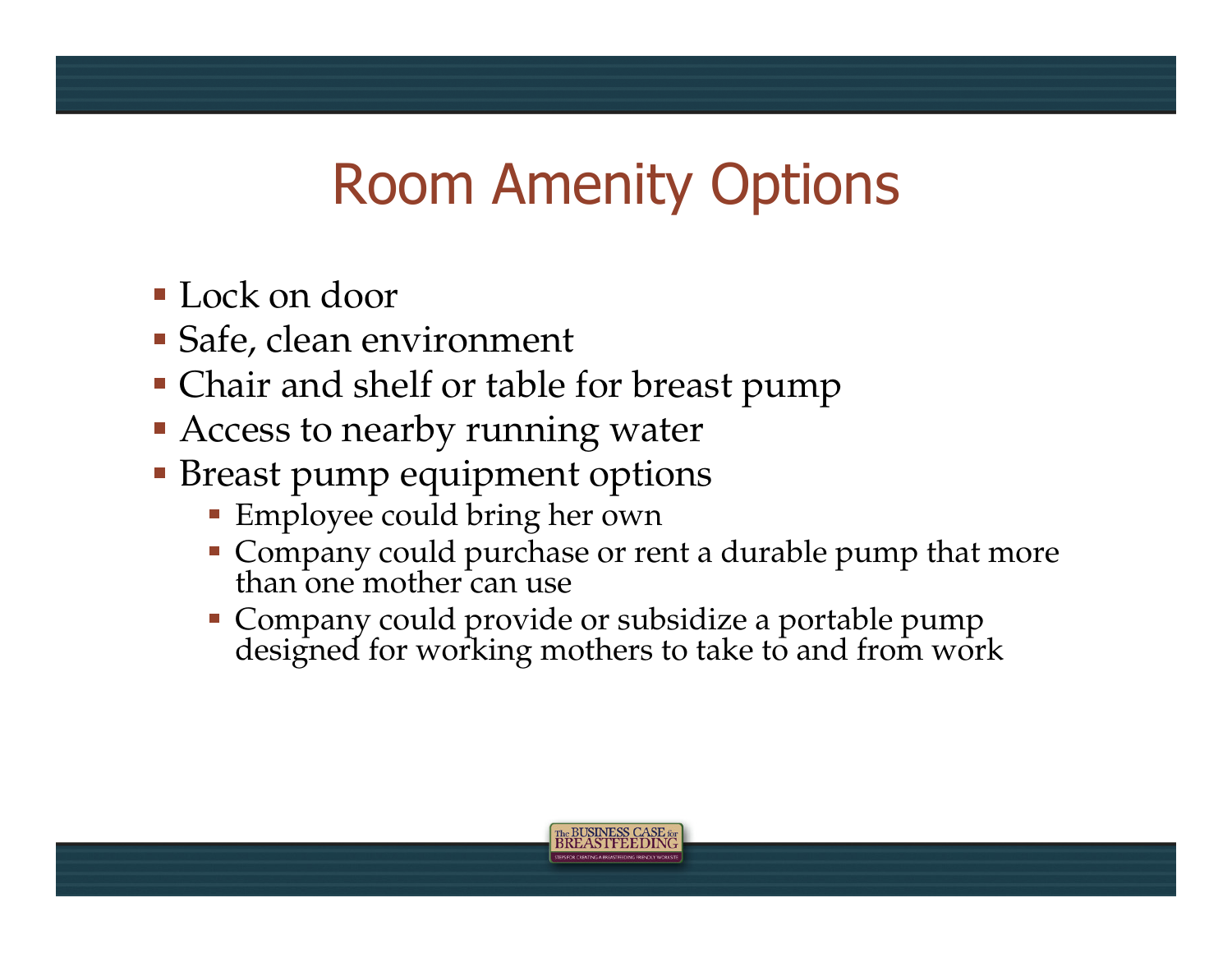# Room Amenity Options

- Lock on door
- Safe, clean environment
- Chair and shelf or table for breast pump
- Access to nearby running water
- Breast pump equipment options
  - Employee could bring her own
  - Company could purchase or rent a durable pump that more than one mother can use
  - Company could provide or subsidize a portable pump designed for working mothers to take to and from work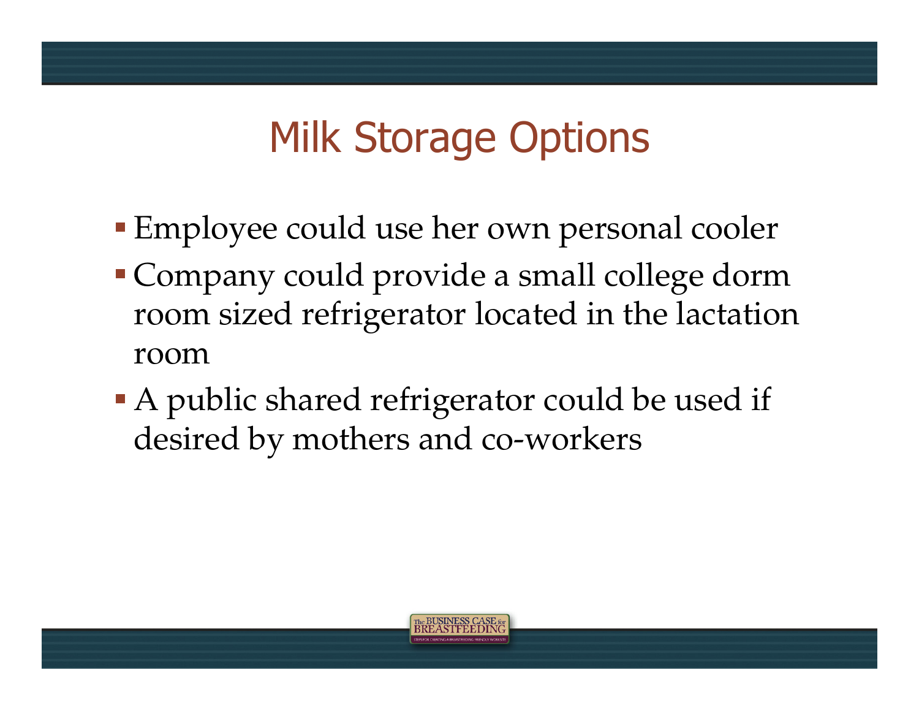# Milk Storage Options

- Employee could use her own personal cooler
- Company could provide a small college dorm room sized refrigerator located in the lactation room
- A public shared refrigerator could be used if desired by mothers and co-workers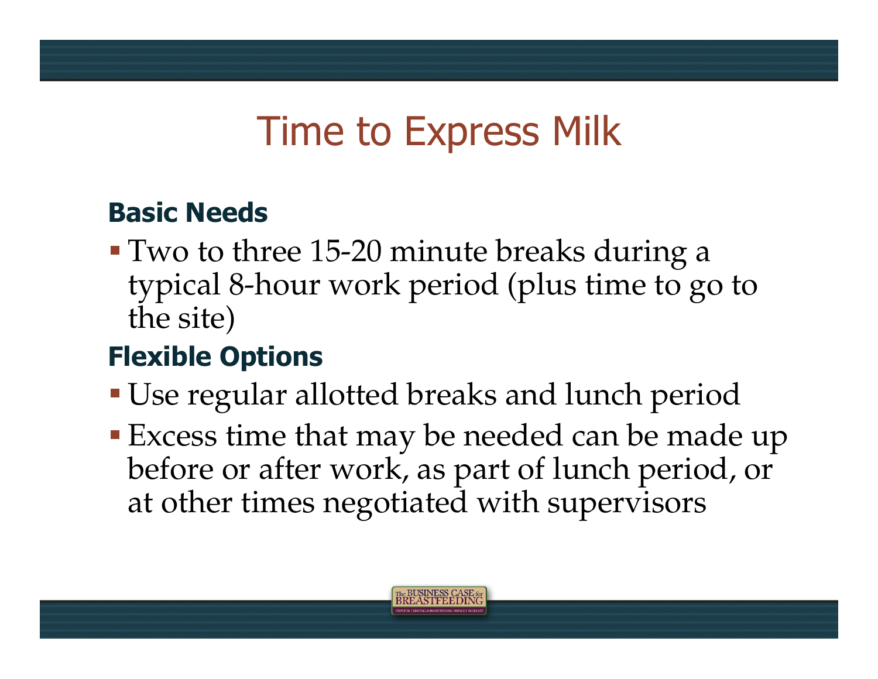# Time to Express Milk

**Basic Needs**

- Two to three 15-20 minute breaks during a typical 8-hour work period (plus time to go to the site)

**Flexible Options**

- Use regular allotted breaks and lunch period
- Excess time that may be needed can be made up before or after work, as part of lunch period, or at other times negotiated with supervisors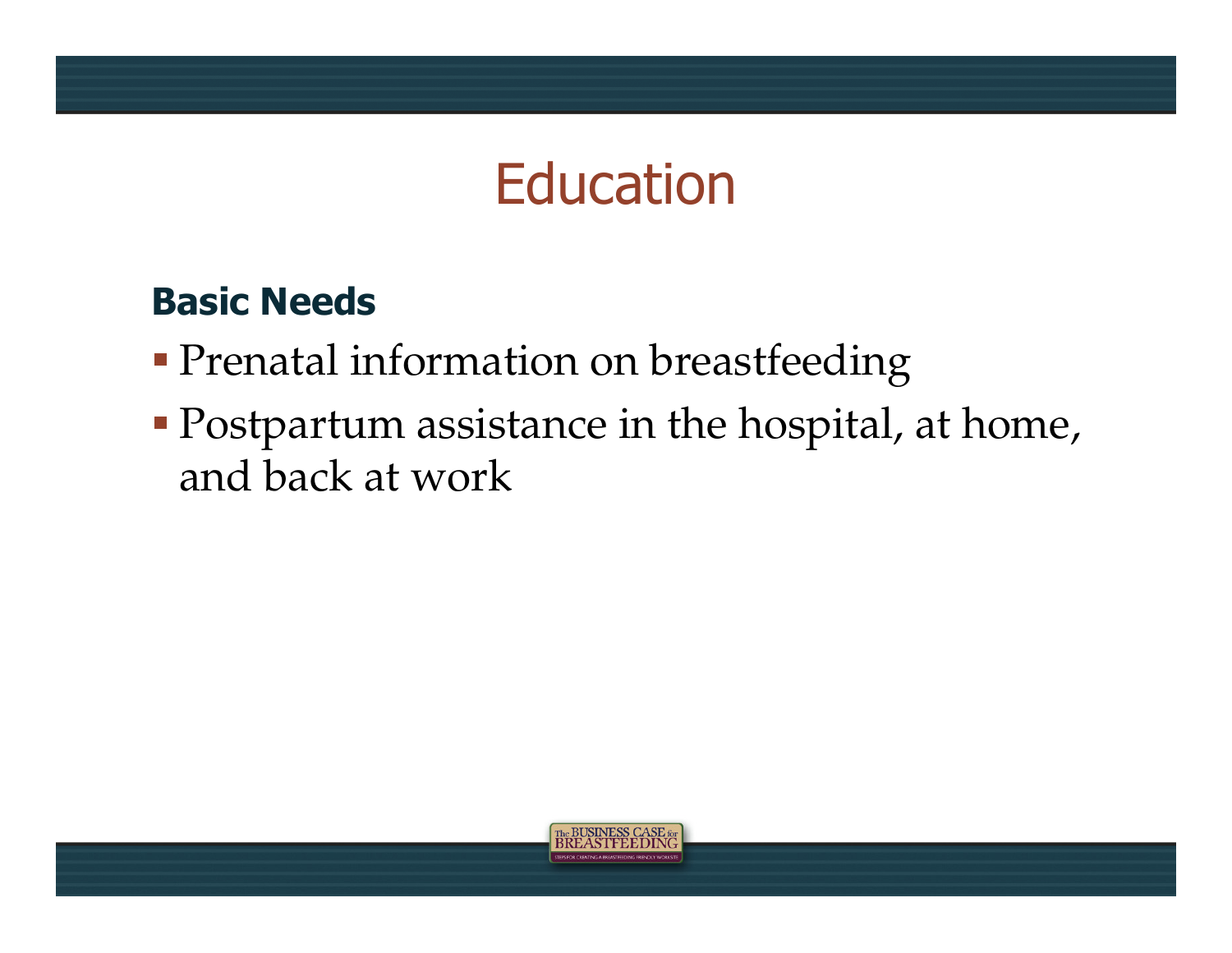# Education

**Basic Needs**

- Prenatal information on breastfeeding
- Postpartum assistance in the hospital, at home, and back at work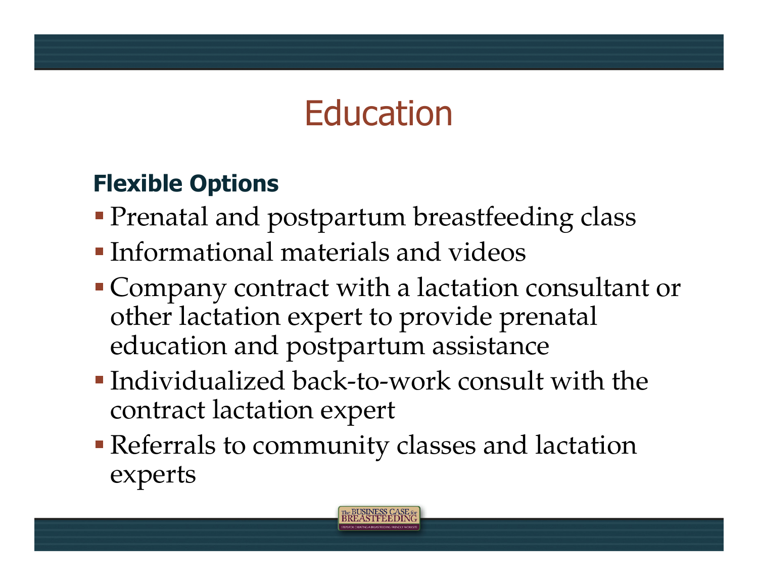# Education

**Flexible Options**

- Prenatal and postpartum breastfeeding class
- Informational materials and videos
- Company contract with a lactation consultant or other lactation expert to provide prenatal education and postpartum assistance
- Individualized back-to-work consult with the contract lactation expert
- Referrals to community classes and lactation experts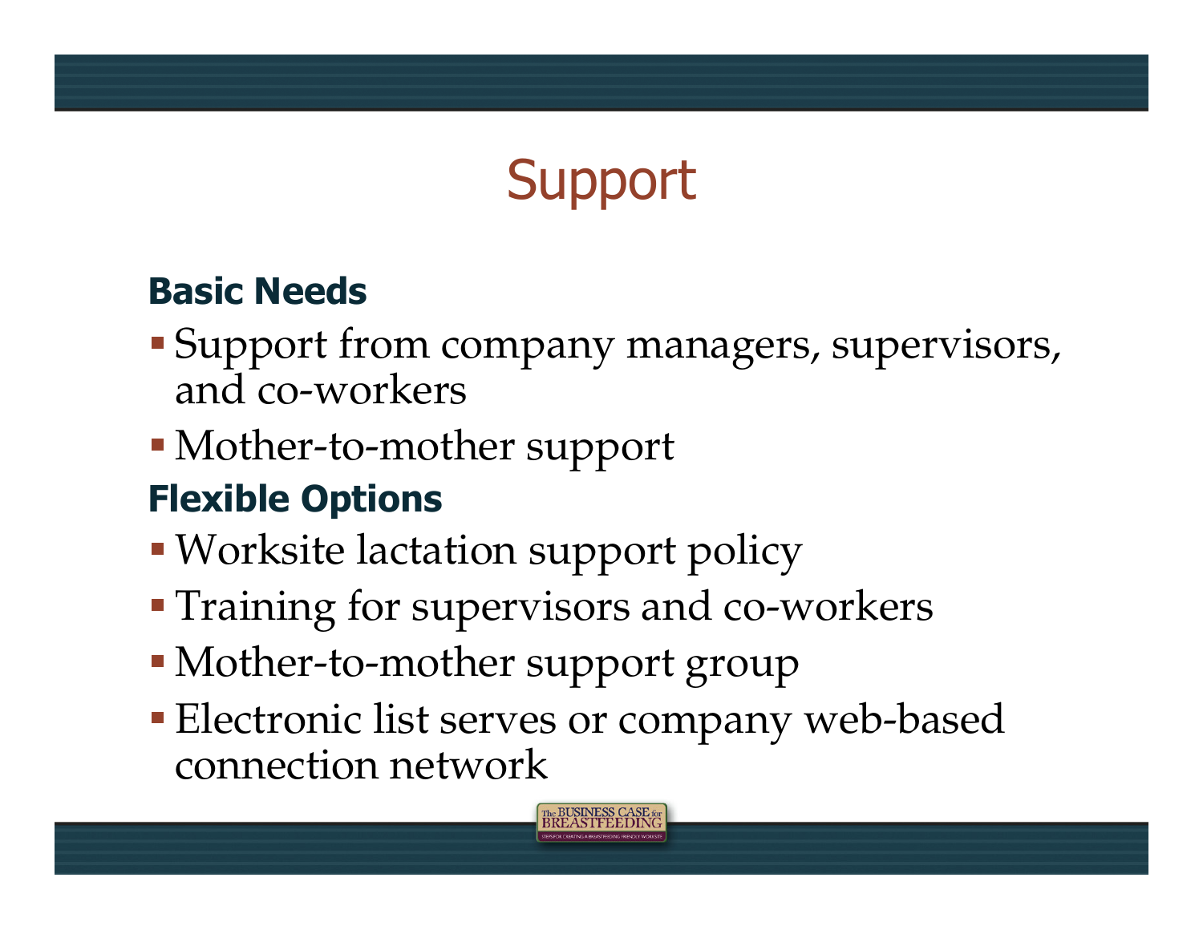# Support

**Basic Needs**

- Support from company managers, supervisors, and co-workers
- Mother-to-mother support

**Flexible Options**

- Worksite lactation support policy
- Training for supervisors and co-workers
- Mother-to-mother support group
- Electronic list serves or company web-based connection network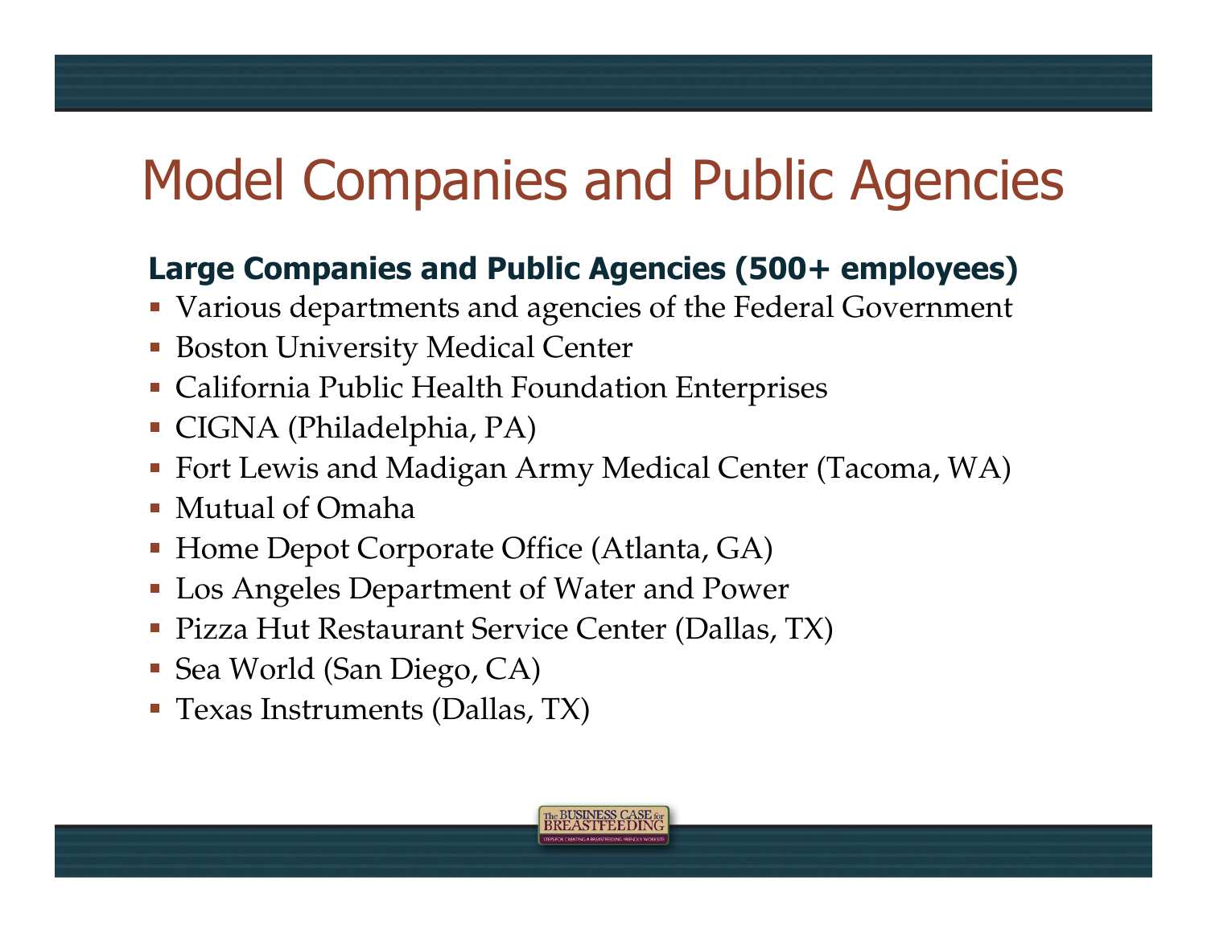# Model Companies and Public Agencies

**Large Companies and Public Agencies (500+ employees)**

- Various departments and agencies of the Federal Government
- Boston University Medical Center
- California Public Health Foundation Enterprises
- CIGNA (Philadelphia, PA)
- Fort Lewis and Madigan Army Medical Center (Tacoma, WA)
- Mutual of Omaha
- Home Depot Corporate Office (Atlanta, GA)
- Los Angeles Department of Water and Power
- Pizza Hut Restaurant Service Center (Dallas, TX)
- Sea World (San Diego, CA)
- Texas Instruments (Dallas, TX)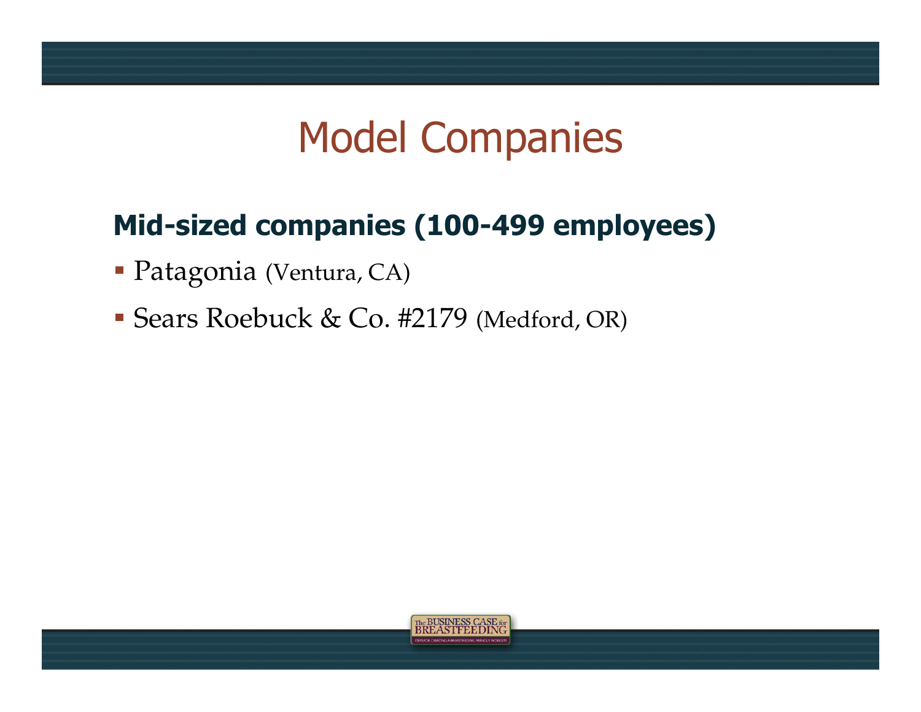# Model Companies

**Mid-sized companies (100-499 employees)**

- Patagonia (Ventura, CA)
- Sears Roebuck & Co. #2179 (Medford, OR)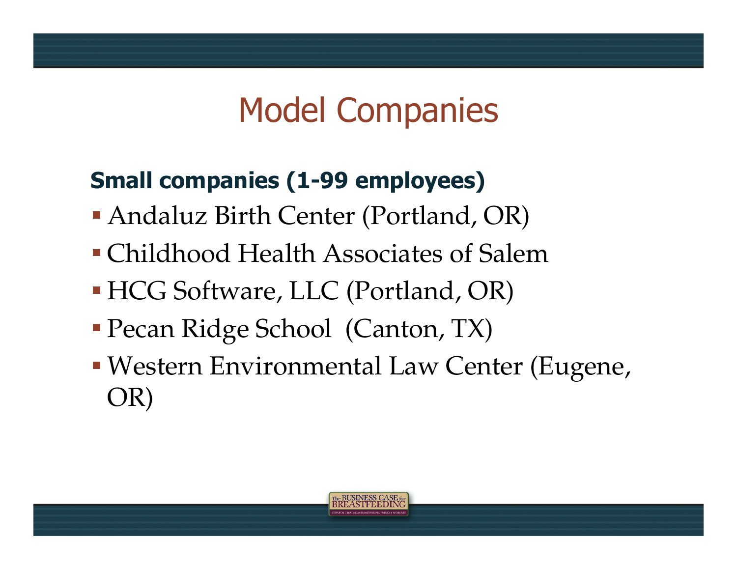# Model Companies

**Small companies (1-99 employees)**

- Andaluz Birth Center (Portland, OR)
- Childhood Health Associates of Salem
- HCG Software, LLC (Portland, OR)
- Pecan Ridge School (Canton, TX)
- Western Environmental Law Center (Eugene, OR)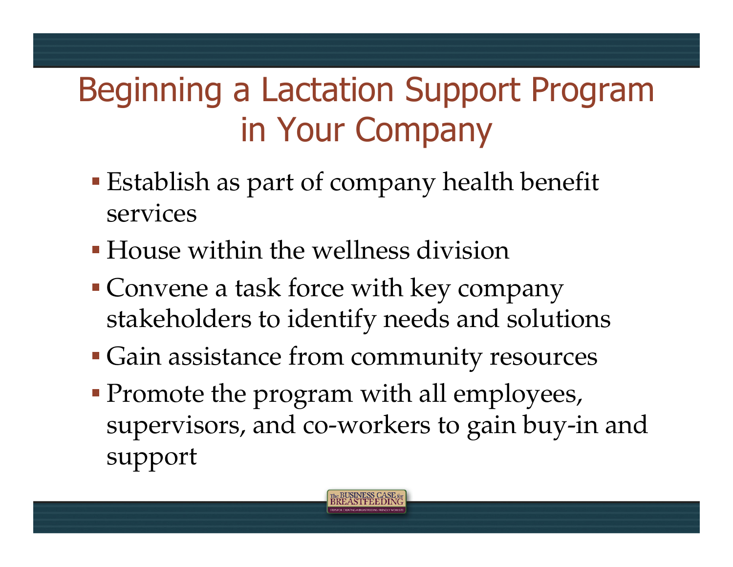# Beginning a Lactation Support Program in Your Company

- Establish as part of company health benefit services
- House within the wellness division
- Convene a task force with key company stakeholders to identify needs and solutions
- Gain assistance from community resources
- Promote the program with all employees, supervisors, and co-workers to gain buy-in and support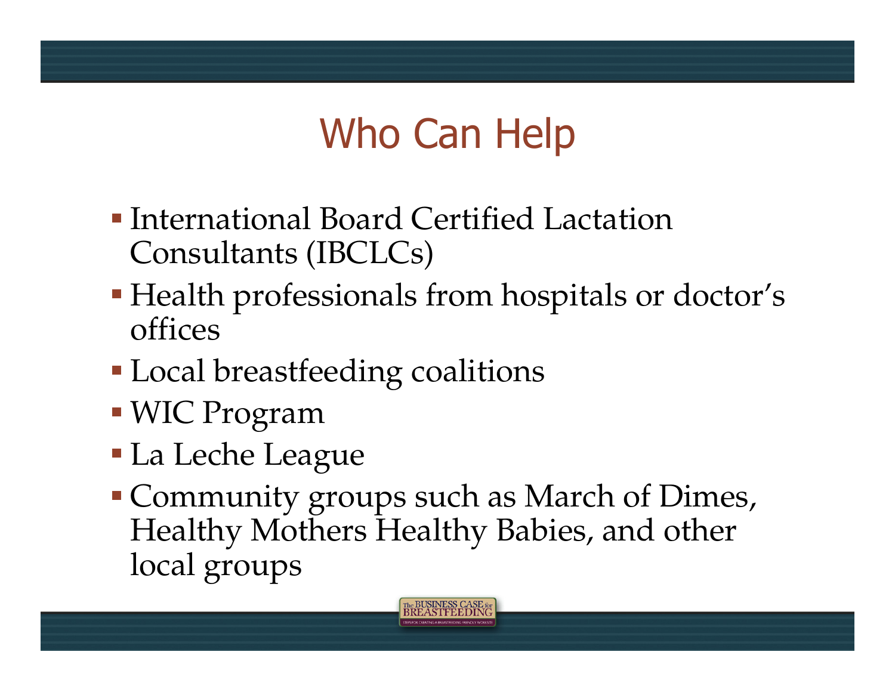# Who Can Help

- International Board Certified Lactation Consultants (IBCLCs)
- Health professionals from hospitals or doctor's offices
- Local breastfeeding coalitions
- WIC Program
- La Leche League
- Community groups such as March of Dimes, Healthy Mothers Healthy Babies, and other local groups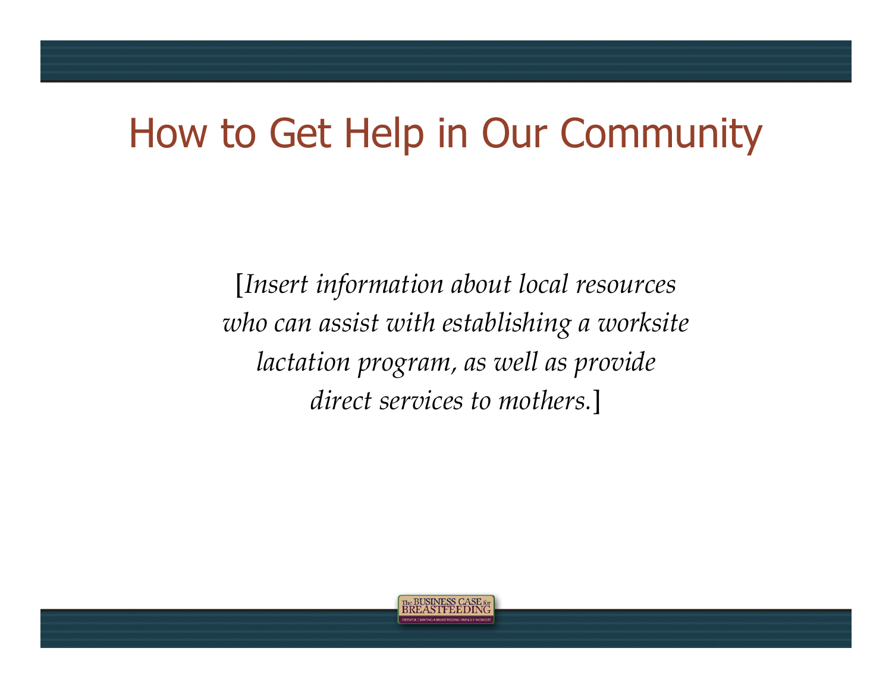# How to Get Help in Our Community

[*Insert information about local resources who can assist with establishing a worksite lactation program, as well as provide direct services to mothers.*]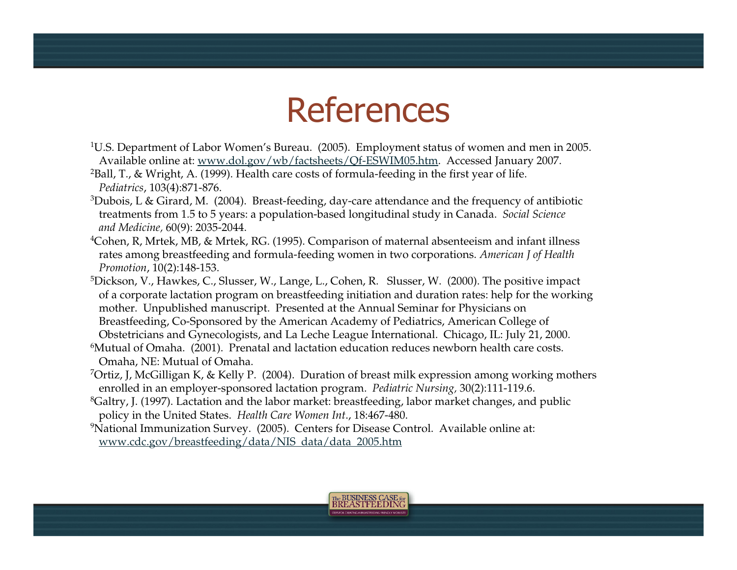# References

[1]U.S. Department of Labor Women's Bureau. (2005). Employment status of women and men in 2005. Available online at: www.dol.gov/wb/factsheets/Qf-ESWIM05.htm. Accessed January 2007.

[2]Ball, T., & Wright, A. (1999). Health care costs of formula-feeding in the first year of life. *Pediatrics*, 103(4):871-876.

[3]Dubois, L & Girard, M. (2004). Breast-feeding, day-care attendance and the frequency of antibiotic treatments from 1.5 to 5 years: a population-based longitudinal study in Canada. *Social Science and Medicine,* 60(9): 2035-2044.

[4]Cohen, R, Mrtek, MB, & Mrtek, RG. (1995). Comparison of maternal absenteeism and infant illness rates among breastfeeding and formula-feeding women in two corporations. *American J of Health Promotion*, 10(2):148-153.

[5]Dickson, V., Hawkes, C., Slusser, W., Lange, L., Cohen, R. Slusser, W. (2000). The positive impact of a corporate lactation program on breastfeeding initiation and duration rates: help for the working mother. Unpublished manuscript. Presented at the Annual Seminar for Physicians on Breastfeeding, Co-Sponsored by the American Academy of Pediatrics, American College of Obstetricians and Gynecologists, and La Leche League International. Chicago, IL: July 21, 2000.

[6]Mutual of Omaha. (2001). Prenatal and lactation education reduces newborn health care costs. Omaha, NE: Mutual of Omaha.

[7]Ortiz, J, McGilligan K, & Kelly P. (2004). Duration of breast milk expression among working mothers enrolled in an employer-sponsored lactation program. *Pediatric Nursing,* 30(2):111-119.6.

[8]Galtry, J. (1997). Lactation and the labor market: breastfeeding, labor market changes, and public policy in the United States. *Health Care Women Int*., 18:467-480.

[9]National Immunization Survey. (2005). Centers for Disease Control. Available online at: www.cdc.gov/breastfeeding/data/NIS_data/data_2005.htm